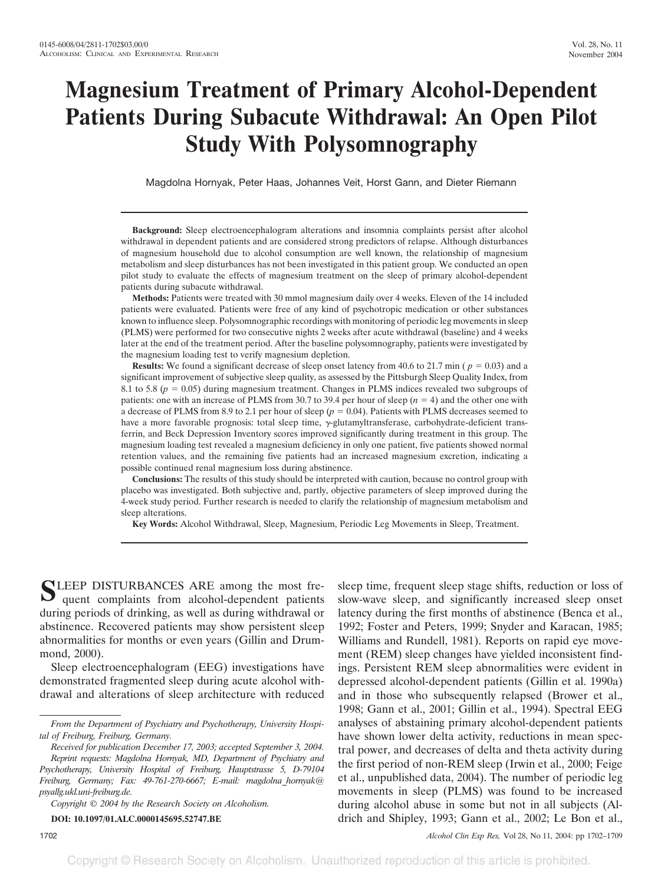# Magnesium Treatment of Primary Alcohol-Dependent Patients During Subacute Withdrawal: An Open Pilot Study With Polysomnography

Magdolna Hornyak, Peter Haas, Johannes Veit, Horst Gann, and Dieter Riemann

**Background:** Sleep electroencephalogram alterations and insomnia complaints persist after alcohol withdrawal in dependent patients and are considered strong predictors of relapse. Although disturbances of magnesium household due to alcohol consumption are well known, the relationship of magnesium metabolism and sleep disturbances has not been investigated in this patient group. We conducted an open pilot study to evaluate the effects of magnesium treatment on the sleep of primary alcohol-dependent patients during subacute withdrawal.

**Methods:** Patients were treated with 30 mmol magnesium daily over 4 weeks. Eleven of the 14 included patients were evaluated. Patients were free of any kind of psychotropic medication or other substances known to influence sleep. Polysomnographic recordings with monitoring of periodic leg movements in sleep (PLMS) were performed for two consecutive nights 2 weeks after acute withdrawal (baseline) and 4 weeks later at the end of the treatment period. After the baseline polysomnography, patients were investigated by the magnesium loading test to verify magnesium depletion.

**Results:** We found a significant decrease of sleep onset latency from 40.6 to 21.7 min ($p = 0.03$) and a significant improvement of subjective sleep quality, as assessed by the Pittsburgh Sleep Quality Index, from 8.1 to 5.8 ($p = 0.05$) during magnesium treatment. Changes in PLMS indices revealed two subgroups of patients: one with an increase of PLMS from 30.7 to 39.4 per hour of sleep ($n = 4$) and the other one with a decrease of PLMS from 8.9 to 2.1 per hour of sleep ($p = 0.04$). Patients with PLMS decreases seemed to have a more favorable prognosis: total sleep time, $\gamma$-glutamyltransferase, carbohydrate-deficient transferrin, and Beck Depression Inventory scores improved significantly during treatment in this group. The magnesium loading test revealed a magnesium deficiency in only one patient, five patients showed normal retention values, and the remaining five patients had an increased magnesium excretion, indicating a possible continued renal magnesium loss during abstinence.

**Conclusions:** The results of this study should be interpreted with caution, because no control group with placebo was investigated. Both subjective and, partly, objective parameters of sleep improved during the 4-week study period. Further research is needed to clarify the relationship of magnesium metabolism and sleep alterations.

**Key Words:** Alcohol Withdrawal, Sleep, Magnesium, Periodic Leg Movements in Sleep, Treatment.

SLEEP DISTURBANCES ARE among the most frequent complaints from alcohol-dependent patients during periods of drinking, as well as during withdrawal or abstinence. Recovered patients may show persistent sleep abnormalities for months or even years (Gillin and Drummond, 2000).

Sleep electroencephalogram (EEG) investigations have demonstrated fragmented sleep during acute alcohol withdrawal and alterations of sleep architecture with reduced sleep time, frequent sleep stage shifts, reduction or loss of slow-wave sleep, and significantly increased sleep onset latency during the first months of abstinence (Benca et al., 1992; Foster and Peters, 1999; Snyder and Karacan, 1985; Williams and Rundell, 1981). Reports on rapid eye movement (REM) sleep changes have yielded inconsistent findings. Persistent REM sleep abnormalities were evident in depressed alcohol-dependent patients (Gillin et al. 1990a) and in those who subsequently relapsed (Brower et al., 1998; Gann et al., 2001; Gillin et al., 1994). Spectral EEG analyses of abstaining primary alcohol-dependent patients have shown lower delta activity, reductions in mean spectral power, and decreases of delta and theta activity during the first period of non-REM sleep (Irwin et al., 2000; Feige et al., unpublished data, 2004). The number of periodic leg movements in sleep (PLMS) was found to be increased during alcohol abuse in some but not in all subjects (Aldrich and Shipley, 1993; Gann et al., 2002; Le Bon et al.,

*From the Department of Psychiatry and Psychotherapy, University Hospital of Freiburg, Freiburg, Germany.*

*Received for publication December 17, 2003; accepted September 3, 2004.*

*Reprint requests: Magdolna Hornyak, MD, Department of Psychiatry and Psychotherapy, University Hospital of Freiburg, Hauptstrasse 5, D-79104 Freiburg, Germany; Fax: 49-761-270-6667; E-mail: magdolna_hornyak@psyallg.ukl.uni-freiburg.de.*

*Copyright © 2004 by the Research Society on Alcoholism.*

**DOI: 10.1097/01.ALC.0000145695.52747.BE**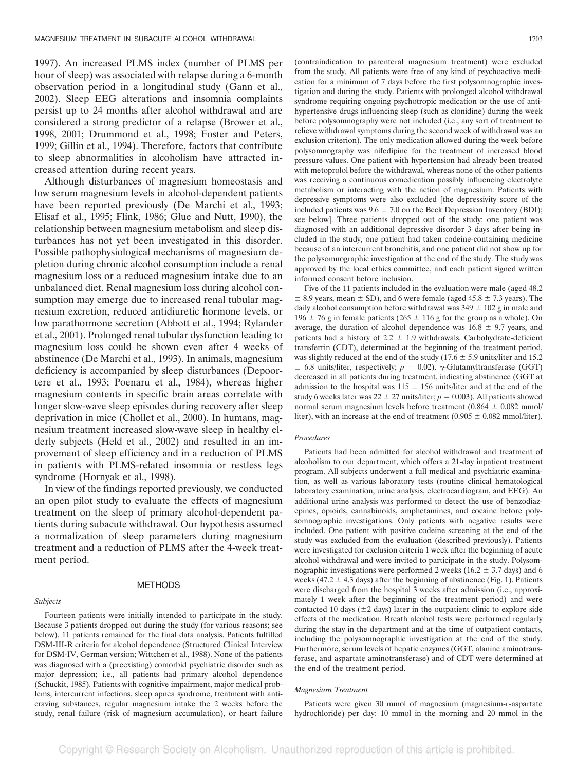1997). An increased PLMS index (number of PLMS per hour of sleep) was associated with relapse during a 6-month observation period in a longitudinal study (Gann et al., 2002). Sleep EEG alterations and insomnia complaints persist up to 24 months after alcohol withdrawal and are considered a strong predictor of a relapse (Brower et al., 1998, 2001; Drummond et al., 1998; Foster and Peters, 1999; Gillin et al., 1994). Therefore, factors that contribute to sleep abnormalities in alcoholism have attracted increased attention during recent years.

Although disturbances of magnesium homeostasis and low serum magnesium levels in alcohol-dependent patients have been reported previously (De Marchi et al., 1993; Elisaf et al., 1995; Flink, 1986; Glue and Nutt, 1990), the relationship between magnesium metabolism and sleep disturbances has not yet been investigated in this disorder. Possible pathophysiological mechanisms of magnesium depletion during chronic alcohol consumption include a renal magnesium loss or a reduced magnesium intake due to an unbalanced diet. Renal magnesium loss during alcohol consumption may emerge due to increased renal tubular magnesium excretion, reduced antidiuretic hormone levels, or low parathormone secretion (Abbott et al., 1994; Rylander et al., 2001). Prolonged renal tubular dysfunction leading to magnesium loss could be shown even after 4 weeks of abstinence (De Marchi et al., 1993). In animals, magnesium deficiency is accompanied by sleep disturbances (Depoortere et al., 1993; Poenaru et al., 1984), whereas higher magnesium contents in specific brain areas correlate with longer slow-wave sleep episodes during recovery after sleep deprivation in mice (Chollet et al., 2000). In humans, magnesium treatment increased slow-wave sleep in healthy elderly subjects (Held et al., 2002) and resulted in an improvement of sleep efficiency and in a reduction of PLMS in patients with PLMS-related insomnia or restless legs syndrome (Hornyak et al., 1998).

In view of the findings reported previously, we conducted an open pilot study to evaluate the effects of magnesium treatment on the sleep of primary alcohol-dependent patients during subacute withdrawal. Our hypothesis assumed a normalization of sleep parameters during magnesium treatment and a reduction of PLMS after the 4-week treatment period.

## METHODS

### *Subjects*

Fourteen patients were initially intended to participate in the study. Because 3 patients dropped out during the study (for various reasons; see below), 11 patients remained for the final data analysis. Patients fulfilled DSM-III-R criteria for alcohol dependence (Structured Clinical Interview for DSM-IV, German version; Wittchen et al., 1988). None of the patients was diagnosed with a (preexisting) comorbid psychiatric disorder such as major depression; i.e., all patients had primary alcohol dependence (Schuckit, 1985). Patients with cognitive impairment, major medical problems, intercurrent infections, sleep apnea syndrome, treatment with anticraving substances, regular magnesium intake the 2 weeks before the study, renal failure (risk of magnesium accumulation), or heart failure (contraindication to parenteral magnesium treatment) were excluded from the study. All patients were free of any kind of psychoactive medication for a minimum of 7 days before the first polysomnographic investigation and during the study. Patients with prolonged alcohol withdrawal syndrome requiring ongoing psychotropic medication or the use of antihypertensive drugs influencing sleep (such as clonidine) during the week before polysomnography were not included (i.e., any sort of treatment to relieve withdrawal symptoms during the second week of withdrawal was an exclusion criterion). The only medication allowed during the week before polysomnography was nifedipine for the treatment of increased blood pressure values. One patient with hypertension had already been treated with metoprolol before the withdrawal, whereas none of the other patients was receiving a continuous comedication possibly influencing electrolyte metabolism or interacting with the action of magnesium. Patients with depressive symptoms were also excluded [the depressivity score of the included patients was $9.6 \pm 7.0$ on the Beck Depression Inventory (BDI); see below]. Three patients dropped out of the study: one patient was diagnosed with an additional depressive disorder 3 days after being included in the study, one patient had taken codeine-containing medicine because of an intercurrent bronchitis, and one patient did not show up for the polysomnographic investigation at the end of the study. The study was approved by the local ethics committee, and each patient signed written informed consent before inclusion.

Five of the 11 patients included in the evaluation were male (aged $48.2 \pm 8.9$ years, mean $\pm$ SD), and 6 were female (aged $45.8 \pm 7.3$ years). The daily alcohol consumption before withdrawal was $349 \pm 102$ g in male and $196 \pm 76$ g in female patients ($265 \pm 116$ g for the group as a whole). On average, the duration of alcohol dependence was $16.8 \pm 9.7$ years, and patients had a history of $2.2 \pm 1.9$ withdrawals. Carbohydrate-deficient transferrin (CDT), determined at the beginning of the treatment period, was slightly reduced at the end of the study ($17.6 \pm 5.9$ units/liter and $15.2 \pm 6.8$ units/liter, respectively; $p = 0.02$). $\gamma$-Glutamyltransferase (GGT) decreased in all patients during treatment, indicating abstinence (GGT at admission to the hospital was $115 \pm 156$ units/liter and at the end of the study 6 weeks later was $22 \pm 27$ units/liter; $p = 0.003$). All patients showed normal serum magnesium levels before treatment ($0.864 \pm 0.082$ mmol/liter), with an increase at the end of treatment ($0.905 \pm 0.082$ mmol/liter).

### *Procedures*

Patients had been admitted for alcohol withdrawal and treatment of alcoholism to our department, which offers a 21-day inpatient treatment program. All subjects underwent a full medical and psychiatric examination, as well as various laboratory tests (routine clinical hematological laboratory examination, urine analysis, electrocardiogram, and EEG). An additional urine analysis was performed to detect the use of benzodiazepines, opioids, cannabinoids, amphetamines, and cocaine before polysomnographic investigations. Only patients with negative results were included. One patient with positive codeine screening at the end of the study was excluded from the evaluation (described previously). Patients were investigated for exclusion criteria 1 week after the beginning of acute alcohol withdrawal and were invited to participate in the study. Polysomnographic investigations were performed 2 weeks ($16.2 \pm 3.7$ days) and 6 weeks ($47.2 \pm 4.3$ days) after the beginning of abstinence (Fig. 1). Patients were discharged from the hospital 3 weeks after admission (i.e., approximately 1 week after the beginning of the treatment period) and were contacted 10 days ($\pm 2$ days) later in the outpatient clinic to explore side effects of the medication. Breath alcohol tests were performed regularly during the stay in the department and at the time of outpatient contacts, including the polysomnographic investigation at the end of the study. Furthermore, serum levels of hepatic enzymes (GGT, alanine aminotransferase, and aspartate aminotransferase) and of CDT were determined at the end of the treatment period.

### *Magnesium Treatment*

Patients were given 30 mmol of magnesium (magnesium-L-aspartate hydrochloride) per day: 10 mmol in the morning and 20 mmol in the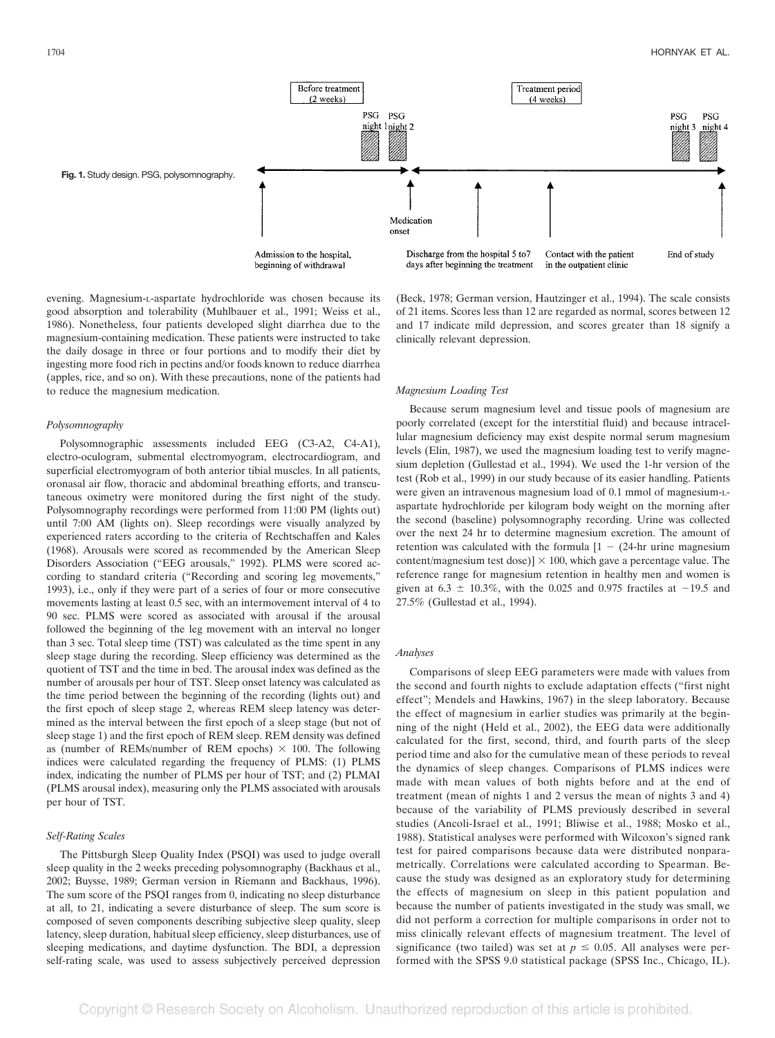Before treatment (2 weeks)

Treatment period (4 weeks)

PSG night 1 PSG night 2 PSG night 3 PSG night 4

Admission to the hospital, beginning of withdrawal

Medication onset

Discharge from the hospital 5 to7 days after beginning the treatment

Contact with the patient in the outpatient clinic

End of study

**Fig. 1.** Study design. PSG, polysomnography.

evening. Magnesium-L-aspartate hydrochloride was chosen because its good absorption and tolerability (Muhlbauer et al., 1991; Weiss et al., 1986). Nonetheless, four patients developed slight diarrhea due to the magnesium-containing medication. These patients were instructed to take the daily dosage in three or four portions and to modify their diet by ingesting more food rich in pectins and/or foods known to reduce diarrhea (apples, rice, and so on). With these precautions, none of the patients had to reduce the magnesium medication.

### *Polysomnography*

Polysomnographic assessments included EEG (C3-A2, C4-A1), electro-oculogram, submental electromyogram, electrocardiogram, and superficial electromyogram of both anterior tibial muscles. In all patients, oronasal air flow, thoracic and abdominal breathing efforts, and transcutaneous oximetry were monitored during the first night of the study. Polysomnography recordings were performed from 11:00 PM (lights out) until 7:00 AM (lights on). Sleep recordings were visually analyzed by experienced raters according to the criteria of Rechtschaffen and Kales (1968). Arousals were scored as recommended by the American Sleep Disorders Association ("EEG arousals," 1992). PLMS were scored according to standard criteria ("Recording and scoring leg movements," 1993), i.e., only if they were part of a series of four or more consecutive movements lasting at least 0.5 sec, with an intermovement interval of 4 to 90 sec. PLMS were scored as associated with arousal if the arousal followed the beginning of the leg movement with an interval no longer than 3 sec. Total sleep time (TST) was calculated as the time spent in any sleep stage during the recording. Sleep efficiency was determined as the quotient of TST and the time in bed. The arousal index was defined as the number of arousals per hour of TST. Sleep onset latency was calculated as the time period between the beginning of the recording (lights out) and the first epoch of sleep stage 2, whereas REM sleep latency was determined as the interval between the first epoch of a sleep stage (but not of sleep stage 1) and the first epoch of REM sleep. REM density was defined as (number of REMs/number of REM epochs) × 100. The following indices were calculated regarding the frequency of PLMS: (1) PLMS index, indicating the number of PLMS per hour of TST; and (2) PLMAI (PLMS arousal index), measuring only the PLMS associated with arousals per hour of TST.

### *Self-Rating Scales*

The Pittsburgh Sleep Quality Index (PSQI) was used to judge overall sleep quality in the 2 weeks preceding polysomnography (Backhaus et al., 2002; Buysse, 1989; German version in Riemann and Backhaus, 1996). The sum score of the PSQI ranges from 0, indicating no sleep disturbance at all, to 21, indicating a severe disturbance of sleep. The sum score is composed of seven components describing subjective sleep quality, sleep latency, sleep duration, habitual sleep efficiency, sleep disturbances, use of sleeping medications, and daytime dysfunction. The BDI, a depression self-rating scale, was used to assess subjectively perceived depression (Beck, 1978; German version, Hautzinger et al., 1994). The scale consists of 21 items. Scores less than 12 are regarded as normal, scores between 12 and 17 indicate mild depression, and scores greater than 18 signify a clinically relevant depression.

### *Magnesium Loading Test*

Because serum magnesium level and tissue pools of magnesium are poorly correlated (except for the interstitial fluid) and because intracellular magnesium deficiency may exist despite normal serum magnesium levels (Elin, 1987), we used the magnesium loading test to verify magnesium depletion (Gullestad et al., 1994). We used the 1-hr version of the test (Rob et al., 1999) in our study because of its easier handling. Patients were given an intravenous magnesium load of 0.1 mmol of magnesium-L-aspartate hydrochloride per kilogram body weight on the morning after the second (baseline) polysomnography recording. Urine was collected over the next 24 hr to determine magnesium excretion. The amount of retention was calculated with the formula $[1 - (24\text{-hr urine magnesium content/magnesium test dose})] \times 100$, which gave a percentage value. The reference range for magnesium retention in healthy men and women is given at $6.3 \pm 10.3\%$, with the 0.025 and 0.975 fractiles at −19.5 and 27.5% (Gullestad et al., 1994).

### *Analyses*

Comparisons of sleep EEG parameters were made with values from the second and fourth nights to exclude adaptation effects ("first night effect"; Mendels and Hawkins, 1967) in the sleep laboratory. Because the effect of magnesium in earlier studies was primarily at the beginning of the night (Held et al., 2002), the EEG data were additionally calculated for the first, second, third, and fourth parts of the sleep period time and also for the cumulative mean of these periods to reveal the dynamics of sleep changes. Comparisons of PLMS indices were made with mean values of both nights before and at the end of treatment (mean of nights 1 and 2 versus the mean of nights 3 and 4) because of the variability of PLMS previously described in several studies (Ancoli-Israel et al., 1991; Bliwise et al., 1988; Mosko et al., 1988). Statistical analyses were performed with Wilcoxon's signed rank test for paired comparisons because data were distributed nonparametrically. Correlations were calculated according to Spearman. Because the study was designed as an exploratory study for determining the effects of magnesium on sleep in this patient population and because the number of patients investigated in the study was small, we did not perform a correction for multiple comparisons in order not to miss clinically relevant effects of magnesium treatment. The level of significance (two tailed) was set at $p \leq 0.05$. All analyses were performed with the SPSS 9.0 statistical package (SPSS Inc., Chicago, IL).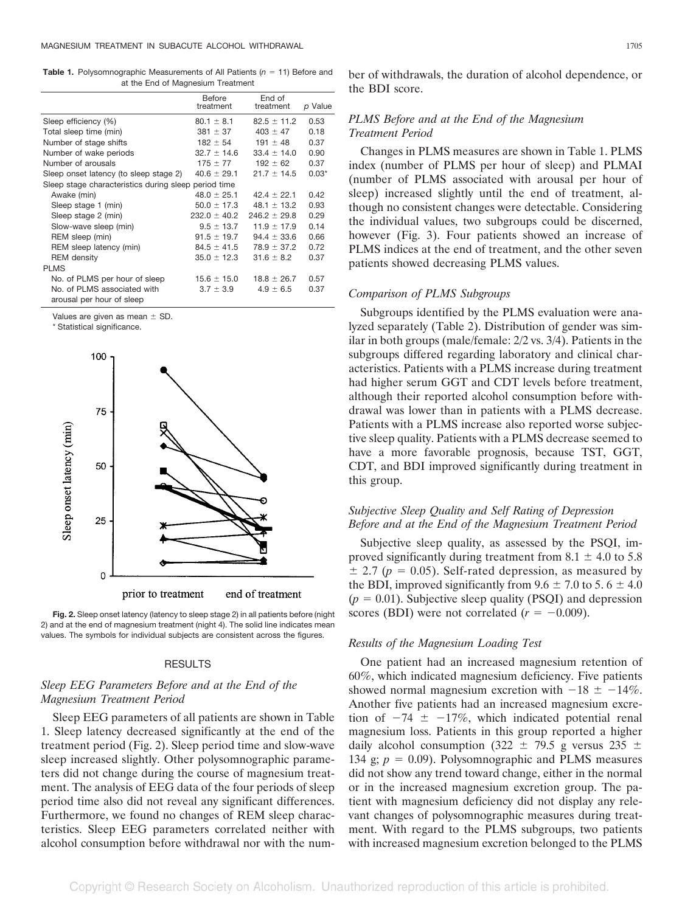**Table 1.** Polysomnographic Measurements of All Patients ($n$ = 11) Before and at the End of Magnesium Treatment

| | Before treatment | End of treatment | $p$ Value |
|---|---|---|---|
| Sleep efficiency (%) | 80.1 ± 8.1 | 82.5 ± 11.2 | 0.53 |
| Total sleep time (min) | 381 ± 37 | 403 ± 47 | 0.18 |
| Number of stage shifts | 182 ± 54 | 191 ± 48 | 0.37 |
| Number of wake periods | 32.7 ± 14.6 | 33.4 ± 14.0 | 0.90 |
| Number of arousals | 175 ± 77 | 192 ± 62 | 0.37 |
| Sleep onset latency (to sleep stage 2) | 40.6 ± 29.1 | 21.7 ± 14.5 | 0.03* |
| Sleep stage characteristics during sleep period time | | | |
| Awake (min) | 48.0 ± 25.1 | 42.4 ± 22.1 | 0.42 |
| Sleep stage 1 (min) | 50.0 ± 17.3 | 48.1 ± 13.2 | 0.93 |
| Sleep stage 2 (min) | 232.0 ± 40.2 | 246.2 ± 29.8 | 0.29 |
| Slow-wave sleep (min) | 9.5 ± 13.7 | 11.9 ± 17.9 | 0.14 |
| REM sleep (min) | 91.5 ± 19.7 | 94.4 ± 33.6 | 0.66 |
| REM sleep latency (min) | 84.5 ± 41.5 | 78.9 ± 37.2 | 0.72 |
| REM density | 35.0 ± 12.3 | 31.6 ± 8.2 | 0.37 |
| PLMS | | | |
| No. of PLMS per hour of sleep | 15.6 ± 15.0 | 18.8 ± 26.7 | 0.57 |
| No. of PLMS associated with arousal per hour of sleep | 3.7 ± 3.9 | 4.9 ± 6.5 | 0.37 |

Values are given as mean ± SD.
* Statistical significance.

**Fig. 2.** Sleep onset latency (latency to sleep stage 2) in all patients before (night 2) and at the end of magnesium treatment (night 4). The solid line indicates mean values. The symbols for individual subjects are consistent across the figures.

## RESULTS

### *Sleep EEG Parameters Before and at the End of the Magnesium Treatment Period*

Sleep EEG parameters of all patients are shown in Table 1. Sleep latency decreased significantly at the end of the treatment period (Fig. 2). Sleep period time and slow-wave sleep increased slightly. Other polysomnographic parameters did not change during the course of magnesium treatment. The analysis of EEG data of the four periods of sleep period time also did not reveal any significant differences. Furthermore, we found no changes of REM sleep characteristics. Sleep EEG parameters correlated neither with alcohol consumption before withdrawal nor with the number of withdrawals, the duration of alcohol dependence, or the BDI score.

### *PLMS Before and at the End of the Magnesium Treatment Period*

Changes in PLMS measures are shown in Table 1. PLMS index (number of PLMS per hour of sleep) and PLMAI (number of PLMS associated with arousal per hour of sleep) increased slightly until the end of treatment, although no consistent changes were detectable. Considering the individual values, two subgroups could be discerned, however (Fig. 3). Four patients showed an increase of PLMS indices at the end of treatment, and the other seven patients showed decreasing PLMS values.

### *Comparison of PLMS Subgroups*

Subgroups identified by the PLMS evaluation were analyzed separately (Table 2). Distribution of gender was similar in both groups (male/female: 2/2 vs. 3/4). Patients in the subgroups differed regarding laboratory and clinical characteristics. Patients with a PLMS increase during treatment had higher serum GGT and CDT levels before treatment, although their reported alcohol consumption before withdrawal was lower than in patients with a PLMS decrease. Patients with a PLMS increase also reported worse subjective sleep quality. Patients with a PLMS decrease seemed to have a more favorable prognosis, because TST, GGT, CDT, and BDI improved significantly during treatment in this group.

### *Subjective Sleep Quality and Self Rating of Depression Before and at the End of the Magnesium Treatment Period*

Subjective sleep quality, as assessed by the PSQI, improved significantly during treatment from 8.1 ± 4.0 to 5.8 ± 2.7 ($p$ = 0.05). Self-rated depression, as measured by the BDI, improved significantly from 9.6 ± 7.0 to 5. 6 ± 4.0 ($p$ = 0.01). Subjective sleep quality (PSQI) and depression scores (BDI) were not correlated ($r$ = −0.009).

### *Results of the Magnesium Loading Test*

One patient had an increased magnesium retention of 60%, which indicated magnesium deficiency. Five patients showed normal magnesium excretion with −18 ± −14%. Another five patients had an increased magnesium excretion of −74 ± −17%, which indicated potential renal magnesium loss. Patients in this group reported a higher daily alcohol consumption (322 ± 79.5 g versus 235 ± 134 g; $p$ = 0.09). Polysomnographic and PLMS measures did not show any trend toward change, either in the normal or in the increased magnesium excretion group. The patient with magnesium deficiency did not display any relevant changes of polysomnographic measures during treatment. With regard to the PLMS subgroups, two patients with increased magnesium excretion belonged to the PLMS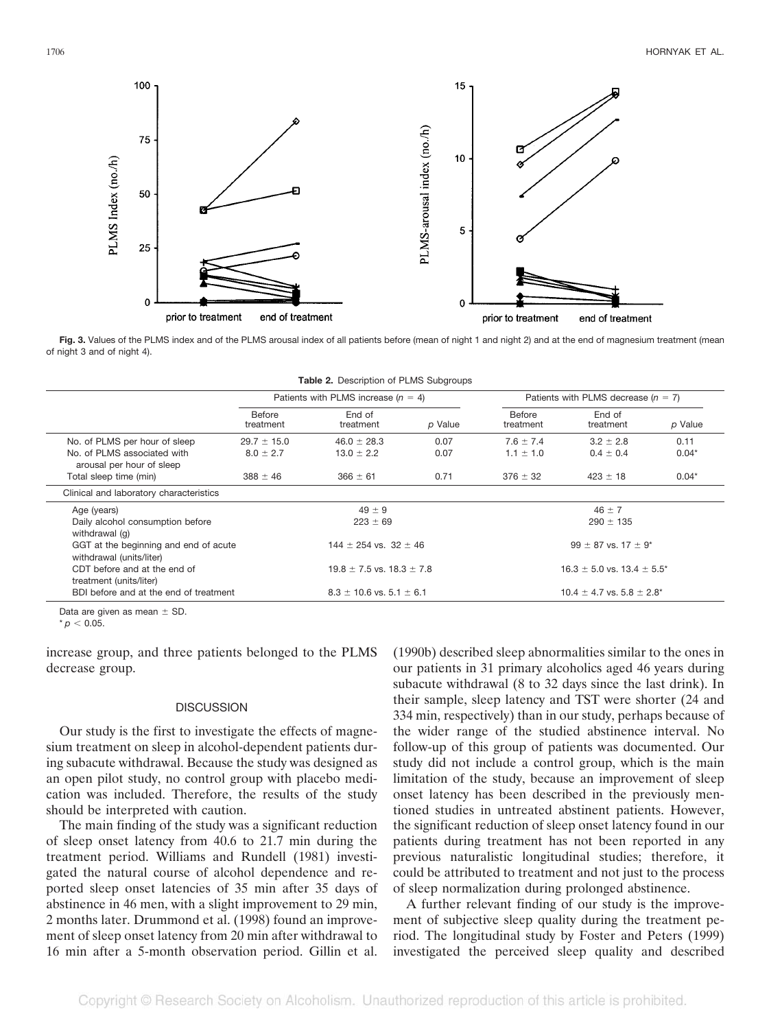**Fig. 3.** Values of the PLMS index and of the PLMS arousal index of all patients before (mean of night 1 and night 2) and at the end of magnesium treatment (mean of night 3 and of night 4).

**Table 2.** Description of PLMS Subgroups

| | Patients with PLMS increase ($n$ = 4) | | | Patients with PLMS decrease ($n$ = 7) | | |
|---|---|---|---|---|---|---|
| | Before treatment | End of treatment | $p$ Value | Before treatment | End of treatment | $p$ Value |
| No. of PLMS per hour of sleep | 29.7 ± 15.0 | 46.0 ± 28.3 | 0.07 | 7.6 ± 7.4 | 3.2 ± 2.8 | 0.11 |
| No. of PLMS associated with arousal per hour of sleep | 8.0 ± 2.7 | 13.0 ± 2.2 | 0.07 | 1.1 ± 1.0 | 0.4 ± 0.4 | 0.04* |
| Total sleep time (min) | 388 ± 46 | 366 ± 61 | 0.71 | 376 ± 32 | 423 ± 18 | 0.04* |
| Clinical and laboratory characteristics | | | | | | |
| Age (years) | 49 ± 9 | | | 46 ± 7 | | |
| Daily alcohol consumption before withdrawal (g) | 223 ± 69 | | | 290 ± 135 | | |
| GGT at the beginning and end of acute withdrawal (units/liter) | 144 ± 254 vs. 32 ± 46 | | | 99 ± 87 vs. 17 ± 9* | | |
| CDT before and at the end of treatment (units/liter) | 19.8 ± 7.5 vs. 18.3 ± 7.8 | | | 16.3 ± 5.0 vs. 13.4 ± 5.5* | | |
| BDI before and at the end of treatment | 8.3 ± 10.6 vs. 5.1 ± 6.1 | | | 10.4 ± 4.7 vs. 5.8 ± 2.8* | | |

Data are given as mean ± SD.
* $p < 0.05$.

increase group, and three patients belonged to the PLMS decrease group.

## DISCUSSION

Our study is the first to investigate the effects of magnesium treatment on sleep in alcohol-dependent patients during subacute withdrawal. Because the study was designed as an open pilot study, no control group with placebo medication was included. Therefore, the results of the study should be interpreted with caution.

The main finding of the study was a significant reduction of sleep onset latency from 40.6 to 21.7 min during the treatment period. Williams and Rundell (1981) investigated the natural course of alcohol dependence and reported sleep onset latencies of 35 min after 35 days of abstinence in 46 men, with a slight improvement to 29 min, 2 months later. Drummond et al. (1998) found an improvement of sleep onset latency from 20 min after withdrawal to 16 min after a 5-month observation period. Gillin et al. (1990b) described sleep abnormalities similar to the ones in our patients in 31 primary alcoholics aged 46 years during subacute withdrawal (8 to 32 days since the last drink). In their sample, sleep latency and TST were shorter (24 and 334 min, respectively) than in our study, perhaps because of the wider range of the studied abstinence interval. No follow-up of this group of patients was documented. Our study did not include a control group, which is the main limitation of the study, because an improvement of sleep onset latency has been described in the previously mentioned studies in untreated abstinent patients. However, the significant reduction of sleep onset latency found in our patients during treatment has not been reported in any previous naturalistic longitudinal studies; therefore, it could be attributed to treatment and not just to the process of sleep normalization during prolonged abstinence.

A further relevant finding of our study is the improvement of subjective sleep quality during the treatment period. The longitudinal study by Foster and Peters (1999) investigated the perceived sleep quality and described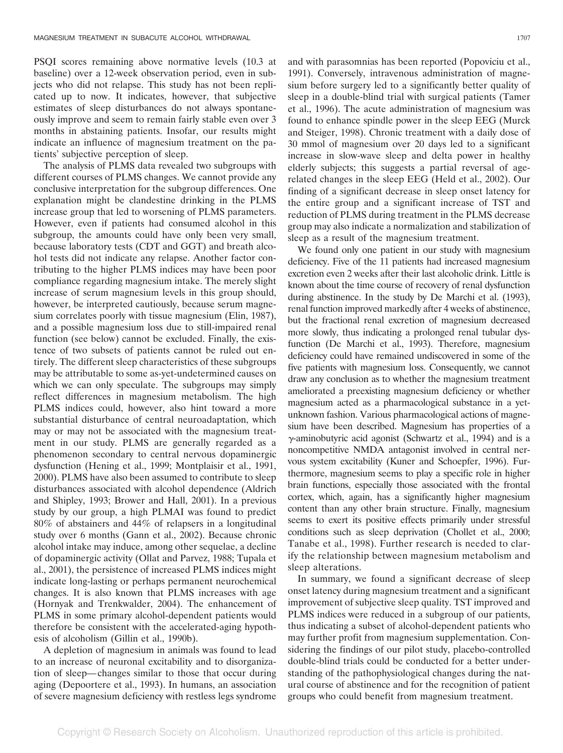PSQI scores remaining above normative levels (10.3 at baseline) over a 12-week observation period, even in subjects who did not relapse. This study has not been replicated up to now. It indicates, however, that subjective estimates of sleep disturbances do not always spontaneously improve and seem to remain fairly stable even over 3 months in abstaining patients. Insofar, our results might indicate an influence of magnesium treatment on the patients' subjective perception of sleep.

The analysis of PLMS data revealed two subgroups with different courses of PLMS changes. We cannot provide any conclusive interpretation for the subgroup differences. One explanation might be clandestine drinking in the PLMS increase group that led to worsening of PLMS parameters. However, even if patients had consumed alcohol in this subgroup, the amounts could have only been very small, because laboratory tests (CDT and GGT) and breath alcohol tests did not indicate any relapse. Another factor contributing to the higher PLMS indices may have been poor compliance regarding magnesium intake. The merely slight increase of serum magnesium levels in this group should, however, be interpreted cautiously, because serum magnesium correlates poorly with tissue magnesium (Elin, 1987), and a possible magnesium loss due to still-impaired renal function (see below) cannot be excluded. Finally, the existence of two subsets of patients cannot be ruled out entirely. The different sleep characteristics of these subgroups may be attributable to some as-yet-undetermined causes on which we can only speculate. The subgroups may simply reflect differences in magnesium metabolism. The high PLMS indices could, however, also hint toward a more substantial disturbance of central neuroadaptation, which may or may not be associated with the magnesium treatment in our study. PLMS are generally regarded as a phenomenon secondary to central nervous dopaminergic dysfunction (Hening et al., 1999; Montplaisir et al., 1991, 2000). PLMS have also been assumed to contribute to sleep disturbances associated with alcohol dependence (Aldrich and Shipley, 1993; Brower and Hall, 2001). In a previous study by our group, a high PLMAI was found to predict 80% of abstainers and 44% of relapsers in a longitudinal study over 6 months (Gann et al., 2002). Because chronic alcohol intake may induce, among other sequelae, a decline of dopaminergic activity (Ollat and Parvez, 1988; Tupala et al., 2001), the persistence of increased PLMS indices might indicate long-lasting or perhaps permanent neurochemical changes. It is also known that PLMS increases with age (Hornyak and Trenkwalder, 2004). The enhancement of PLMS in some primary alcohol-dependent patients would therefore be consistent with the accelerated-aging hypothesis of alcoholism (Gillin et al., 1990b).

A depletion of magnesium in animals was found to lead to an increase of neuronal excitability and to disorganization of sleep—changes similar to those that occur during aging (Depoortere et al., 1993). In humans, an association of severe magnesium deficiency with restless legs syndrome and with parasomnias has been reported (Popoviciu et al., 1991). Conversely, intravenous administration of magnesium before surgery led to a significantly better quality of sleep in a double-blind trial with surgical patients (Tamer et al., 1996). The acute administration of magnesium was found to enhance spindle power in the sleep EEG (Murck and Steiger, 1998). Chronic treatment with a daily dose of 30 mmol of magnesium over 20 days led to a significant increase in slow-wave sleep and delta power in healthy elderly subjects; this suggests a partial reversal of age-related changes in the sleep EEG (Held et al., 2002). Our finding of a significant decrease in sleep onset latency for the entire group and a significant increase of TST and reduction of PLMS during treatment in the PLMS decrease group may also indicate a normalization and stabilization of sleep as a result of the magnesium treatment.

We found only one patient in our study with magnesium deficiency. Five of the 11 patients had increased magnesium excretion even 2 weeks after their last alcoholic drink. Little is known about the time course of recovery of renal dysfunction during abstinence. In the study by De Marchi et al. (1993), renal function improved markedly after 4 weeks of abstinence, but the fractional renal excretion of magnesium decreased more slowly, thus indicating a prolonged renal tubular dysfunction (De Marchi et al., 1993). Therefore, magnesium deficiency could have remained undiscovered in some of the five patients with magnesium loss. Consequently, we cannot draw any conclusion as to whether the magnesium treatment ameliorated a preexisting magnesium deficiency or whether magnesium acted as a pharmacological substance in a yet-unknown fashion. Various pharmacological actions of magnesium have been described. Magnesium has properties of a $\gamma$-aminobutyric acid agonist (Schwartz et al., 1994) and is a noncompetitive NMDA antagonist involved in central nervous system excitability (Kuner and Schoepfer, 1996). Furthermore, magnesium seems to play a specific role in higher brain functions, especially those associated with the frontal cortex, which, again, has a significantly higher magnesium content than any other brain structure. Finally, magnesium seems to exert its positive effects primarily under stressful conditions such as sleep deprivation (Chollet et al., 2000; Tanabe et al., 1998). Further research is needed to clarify the relationship between magnesium metabolism and sleep alterations.

In summary, we found a significant decrease of sleep onset latency during magnesium treatment and a significant improvement of subjective sleep quality. TST improved and PLMS indices were reduced in a subgroup of our patients, thus indicating a subset of alcohol-dependent patients who may further profit from magnesium supplementation. Considering the findings of our pilot study, placebo-controlled double-blind trials could be conducted for a better understanding of the pathophysiological changes during the natural course of abstinence and for the recognition of patient groups who could benefit from magnesium treatment.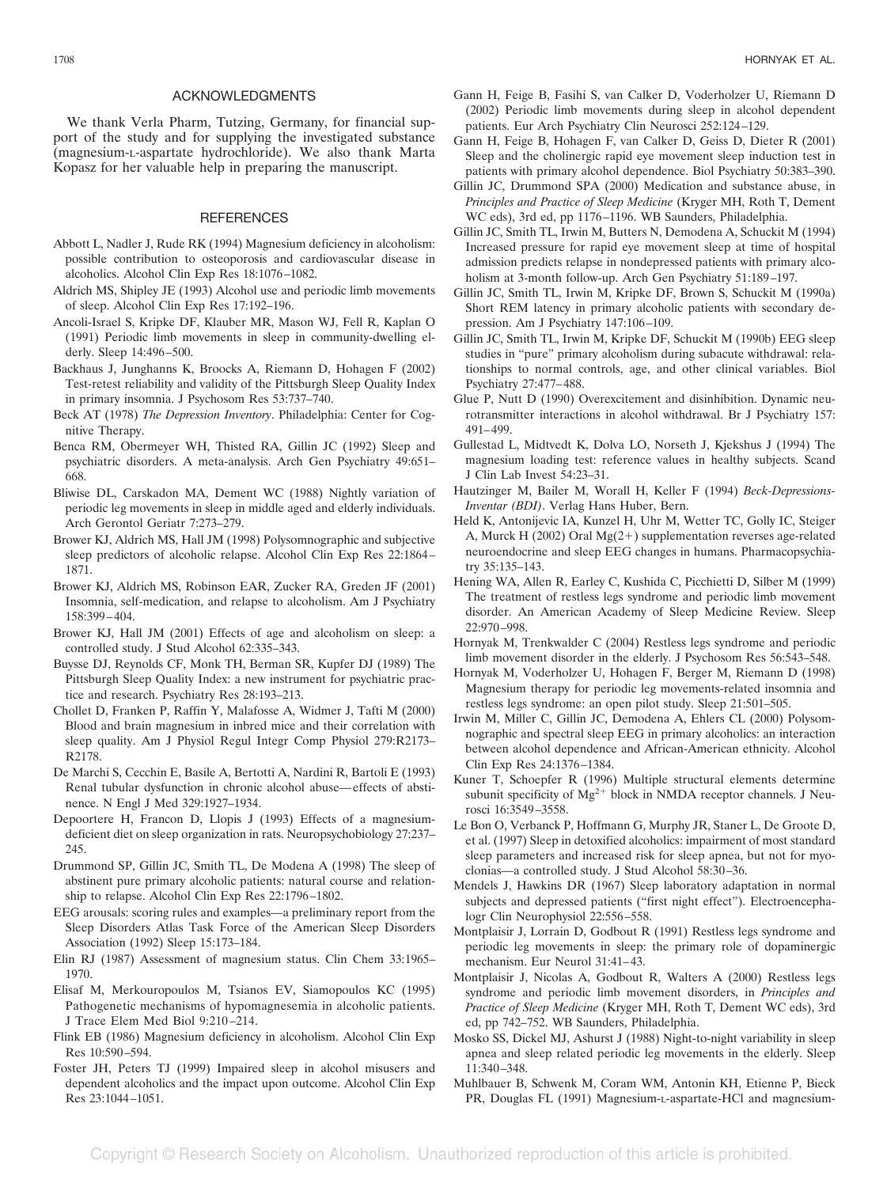## ACKNOWLEDGMENTS

We thank Verla Pharm, Tutzing, Germany, for financial support of the study and for supplying the investigated substance (magnesium-L-aspartate hydrochloride). We also thank Marta Kopasz for her valuable help in preparing the manuscript.

## REFERENCES

Abbott L, Nadler J, Rude RK (1994) Magnesium deficiency in alcoholism: possible contribution to osteoporosis and cardiovascular disease in alcoholics. Alcohol Clin Exp Res 18:1076–1082.

Aldrich MS, Shipley JE (1993) Alcohol use and periodic limb movements of sleep. Alcohol Clin Exp Res 17:192–196.

Ancoli-Israel S, Kripke DF, Klauber MR, Mason WJ, Fell R, Kaplan O (1991) Periodic limb movements in sleep in community-dwelling elderly. Sleep 14:496–500.

Backhaus J, Junghanns K, Broocks A, Riemann D, Hohagen F (2002) Test-retest reliability and validity of the Pittsburgh Sleep Quality Index in primary insomnia. J Psychosom Res 53:737–740.

Beck AT (1978) *The Depression Inventory*. Philadelphia: Center for Cognitive Therapy.

Benca RM, Obermeyer WH, Thisted RA, Gillin JC (1992) Sleep and psychiatric disorders. A meta-analysis. Arch Gen Psychiatry 49:651–668.

Bliwise DL, Carskadon MA, Dement WC (1988) Nightly variation of periodic leg movements in sleep in middle aged and elderly individuals. Arch Gerontol Geriatr 7:273–279.

Brower KJ, Aldrich MS, Hall JM (1998) Polysomnographic and subjective sleep predictors of alcoholic relapse. Alcohol Clin Exp Res 22:1864–1871.

Brower KJ, Aldrich MS, Robinson EAR, Zucker RA, Greden JF (2001) Insomnia, self-medication, and relapse to alcoholism. Am J Psychiatry 158:399–404.

Brower KJ, Hall JM (2001) Effects of age and alcoholism on sleep: a controlled study. J Stud Alcohol 62:335–343.

Buysse DJ, Reynolds CF, Monk TH, Berman SR, Kupfer DJ (1989) The Pittsburgh Sleep Quality Index: a new instrument for psychiatric practice and research. Psychiatry Res 28:193–213.

Chollet D, Franken P, Raffin Y, Malafosse A, Widmer J, Tafti M (2000) Blood and brain magnesium in inbred mice and their correlation with sleep quality. Am J Physiol Regul Integr Comp Physiol 279:R2173–R2178.

De Marchi S, Cecchin E, Basile A, Bertotti A, Nardini R, Bartoli E (1993) Renal tubular dysfunction in chronic alcohol abuse—effects of abstinence. N Engl J Med 329:1927–1934.

Depoortere H, Francon D, Llopis J (1993) Effects of a magnesium-deficient diet on sleep organization in rats. Neuropsychobiology 27:237–245.

Drummond SP, Gillin JC, Smith TL, De Modena A (1998) The sleep of abstinent pure primary alcoholic patients: natural course and relationship to relapse. Alcohol Clin Exp Res 22:1796–1802.

EEG arousals: scoring rules and examples—a preliminary report from the Sleep Disorders Atlas Task Force of the American Sleep Disorders Association (1992) Sleep 15:173–184.

Elin RJ (1987) Assessment of magnesium status. Clin Chem 33:1965–1970.

Elisaf M, Merkouropoulos M, Tsianos EV, Siamopoulos KC (1995) Pathogenetic mechanisms of hypomagnesemia in alcoholic patients. J Trace Elem Med Biol 9:210–214.

Flink EB (1986) Magnesium deficiency in alcoholism. Alcohol Clin Exp Res 10:590–594.

Foster JH, Peters TJ (1999) Impaired sleep in alcohol misusers and dependent alcoholics and the impact upon outcome. Alcohol Clin Exp Res 23:1044–1051.

Gann H, Feige B, Fasihi S, van Calker D, Voderholzer U, Riemann D (2002) Periodic limb movements during sleep in alcohol dependent patients. Eur Arch Psychiatry Clin Neurosci 252:124–129.

Gann H, Feige B, Hohagen F, van Calker D, Geiss D, Dieter R (2001) Sleep and the cholinergic rapid eye movement sleep induction test in patients with primary alcohol dependence. Biol Psychiatry 50:383–390.

Gillin JC, Drummond SPA (2000) Medication and substance abuse, in *Principles and Practice of Sleep Medicine* (Kryger MH, Roth T, Dement WC eds), 3rd ed, pp 1176–1196. WB Saunders, Philadelphia.

Gillin JC, Smith TL, Irwin M, Butters N, Demodena A, Schuckit M (1994) Increased pressure for rapid eye movement sleep at time of hospital admission predicts relapse in nondepressed patients with primary alcoholism at 3-month follow-up. Arch Gen Psychiatry 51:189–197.

Gillin JC, Smith TL, Irwin M, Kripke DF, Brown S, Schuckit M (1990a) Short REM latency in primary alcoholic patients with secondary depression. Am J Psychiatry 147:106–109.

Gillin JC, Smith TL, Irwin M, Kripke DF, Schuckit M (1990b) EEG sleep studies in "pure" primary alcoholism during subacute withdrawal: relationships to normal controls, age, and other clinical variables. Biol Psychiatry 27:477–488.

Glue P, Nutt D (1990) Overexcitement and disinhibition. Dynamic neurotransmitter interactions in alcohol withdrawal. Br J Psychiatry 157: 491–499.

Gullestad L, Midtvedt K, Dolva LO, Norseth J, Kjekshus J (1994) The magnesium loading test: reference values in healthy subjects. Scand J Clin Lab Invest 54:23–31.

Hautzinger M, Bailer M, Worall H, Keller F (1994) *Beck-Depressions-Inventar (BDI)*. Verlag Hans Huber, Bern.

Held K, Antonijevic IA, Kunzel H, Uhr M, Wetter TC, Golly IC, Steiger A, Murck H (2002) Oral Mg(2+) supplementation reverses age-related neuroendocrine and sleep EEG changes in humans. Pharmacopsychiatry 35:135–143.

Hening WA, Allen R, Earley C, Kushida C, Picchietti D, Silber M (1999) The treatment of restless legs syndrome and periodic limb movement disorder. An American Academy of Sleep Medicine Review. Sleep 22:970–998.

Hornyak M, Trenkwalder C (2004) Restless legs syndrome and periodic limb movement disorder in the elderly. J Psychosom Res 56:543–548.

Hornyak M, Voderholzer U, Hohagen F, Berger M, Riemann D (1998) Magnesium therapy for periodic leg movements-related insomnia and restless legs syndrome: an open pilot study. Sleep 21:501–505.

Irwin M, Miller C, Gillin JC, Demodena A, Ehlers CL (2000) Polysomnographic and spectral sleep EEG in primary alcoholics: an interaction between alcohol dependence and African-American ethnicity. Alcohol Clin Exp Res 24:1376–1384.

Kuner T, Schoepfer R (1996) Multiple structural elements determine subunit specificity of $Mg^{2+}$ block in NMDA receptor channels. J Neurosci 16:3549–3558.

Le Bon O, Verbanck P, Hoffmann G, Murphy JR, Staner L, De Groote D, et al. (1997) Sleep in detoxified alcoholics: impairment of most standard sleep parameters and increased risk for sleep apnea, but not for myoclonias—a controlled study. J Stud Alcohol 58:30–36.

Mendels J, Hawkins DR (1967) Sleep laboratory adaptation in normal subjects and depressed patients ("first night effect"). Electroencephalogr Clin Neurophysiol 22:556–558.

Montplaisir J, Lorrain D, Godbout R (1991) Restless legs syndrome and periodic leg movements in sleep: the primary role of dopaminergic mechanism. Eur Neurol 31:41–43.

Montplaisir J, Nicolas A, Godbout R, Walters A (2000) Restless legs syndrome and periodic limb movement disorders, in *Principles and Practice of Sleep Medicine* (Kryger MH, Roth T, Dement WC eds), 3rd ed, pp 742–752. WB Saunders, Philadelphia.

Mosko SS, Dickel MJ, Ashurst J (1988) Night-to-night variability in sleep apnea and sleep related periodic leg movements in the elderly. Sleep 11:340–348.

Muhlbauer B, Schwenk M, Coram WM, Antonin KH, Etienne P, Bieck PR, Douglas FL (1991) Magnesium-L-aspartate-HCl and magnesium-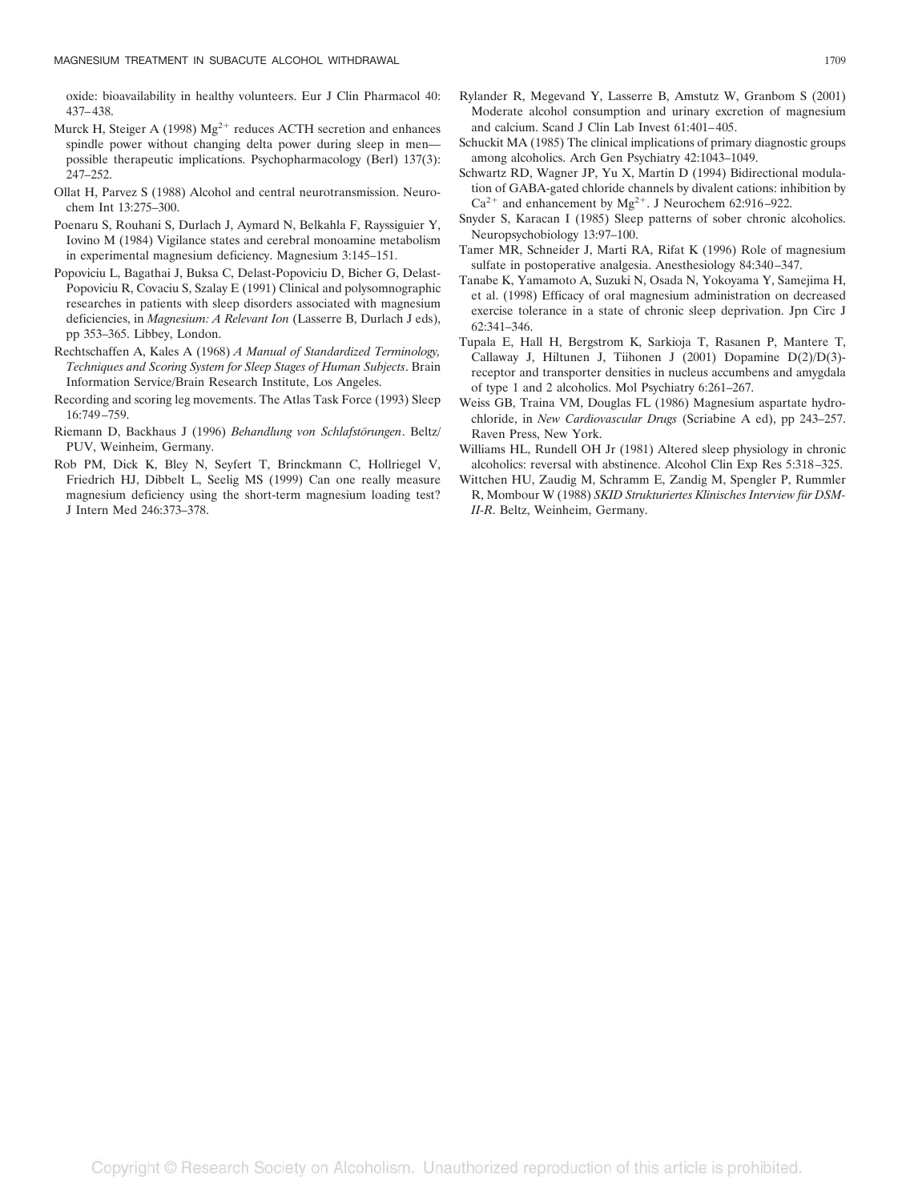oxide: bioavailability in healthy volunteers. Eur J Clin Pharmacol 40: 437–438.

Murck H, Steiger A (1998) $Mg^{2+}$ reduces ACTH secretion and enhances spindle power without changing delta power during sleep in men—possible therapeutic implications. Psychopharmacology (Berl) 137(3): 247–252.

Ollat H, Parvez S (1988) Alcohol and central neurotransmission. Neurochem Int 13:275–300.

Poenaru S, Rouhani S, Durlach J, Aymard N, Belkahla F, Rayssiguier Y, Iovino M (1984) Vigilance states and cerebral monoamine metabolism in experimental magnesium deficiency. Magnesium 3:145–151.

Popoviciu L, Bagathai J, Buksa C, Delast-Popoviciu D, Bicher G, Delast-Popoviciu R, Covaciu S, Szalay E (1991) Clinical and polysomnographic researches in patients with sleep disorders associated with magnesium deficiencies, in *Magnesium: A Relevant Ion* (Lasserre B, Durlach J eds), pp 353–365. Libbey, London.

Rechtschaffen A, Kales A (1968) *A Manual of Standardized Terminology, Techniques and Scoring System for Sleep Stages of Human Subjects*. Brain Information Service/Brain Research Institute, Los Angeles.

Recording and scoring leg movements. The Atlas Task Force (1993) Sleep 16:749–759.

Riemann D, Backhaus J (1996) *Behandlung von Schlafstörungen*. Beltz/PUV, Weinheim, Germany.

Rob PM, Dick K, Bley N, Seyfert T, Brinckmann C, Hollriegel V, Friedrich HJ, Dibbelt L, Seelig MS (1999) Can one really measure magnesium deficiency using the short-term magnesium loading test? J Intern Med 246:373–378.

Rylander R, Megevand Y, Lasserre B, Amstutz W, Granbom S (2001) Moderate alcohol consumption and urinary excretion of magnesium and calcium. Scand J Clin Lab Invest 61:401–405.

Schuckit MA (1985) The clinical implications of primary diagnostic groups among alcoholics. Arch Gen Psychiatry 42:1043–1049.

Schwartz RD, Wagner JP, Yu X, Martin D (1994) Bidirectional modulation of GABA-gated chloride channels by divalent cations: inhibition by $Ca^{2+}$ and enhancement by $Mg^{2+}$. J Neurochem 62:916–922.

Snyder S, Karacan I (1985) Sleep patterns of sober chronic alcoholics. Neuropsychobiology 13:97–100.

Tamer MR, Schneider J, Marti RA, Rifat K (1996) Role of magnesium sulfate in postoperative analgesia. Anesthesiology 84:340–347.

Tanabe K, Yamamoto A, Suzuki N, Osada N, Yokoyama Y, Samejima H, et al. (1998) Efficacy of oral magnesium administration on decreased exercise tolerance in a state of chronic sleep deprivation. Jpn Circ J 62:341–346.

Tupala E, Hall H, Bergstrom K, Sarkioja T, Rasanen P, Mantere T, Callaway J, Hiltunen J, Tiihonen J (2001) Dopamine D(2)/D(3)-receptor and transporter densities in nucleus accumbens and amygdala of type 1 and 2 alcoholics. Mol Psychiatry 6:261–267.

Weiss GB, Traina VM, Douglas FL (1986) Magnesium aspartate hydrochloride, in *New Cardiovascular Drugs* (Scriabine A ed), pp 243–257. Raven Press, New York.

Williams HL, Rundell OH Jr (1981) Altered sleep physiology in chronic alcoholics: reversal with abstinence. Alcohol Clin Exp Res 5:318–325.

Wittchen HU, Zaudig M, Schramm E, Zandig M, Spengler P, Rummler R, Mombour W (1988) *SKID Strukturiertes Klinisches Interview für DSM-II-R*. Beltz, Weinheim, Germany.